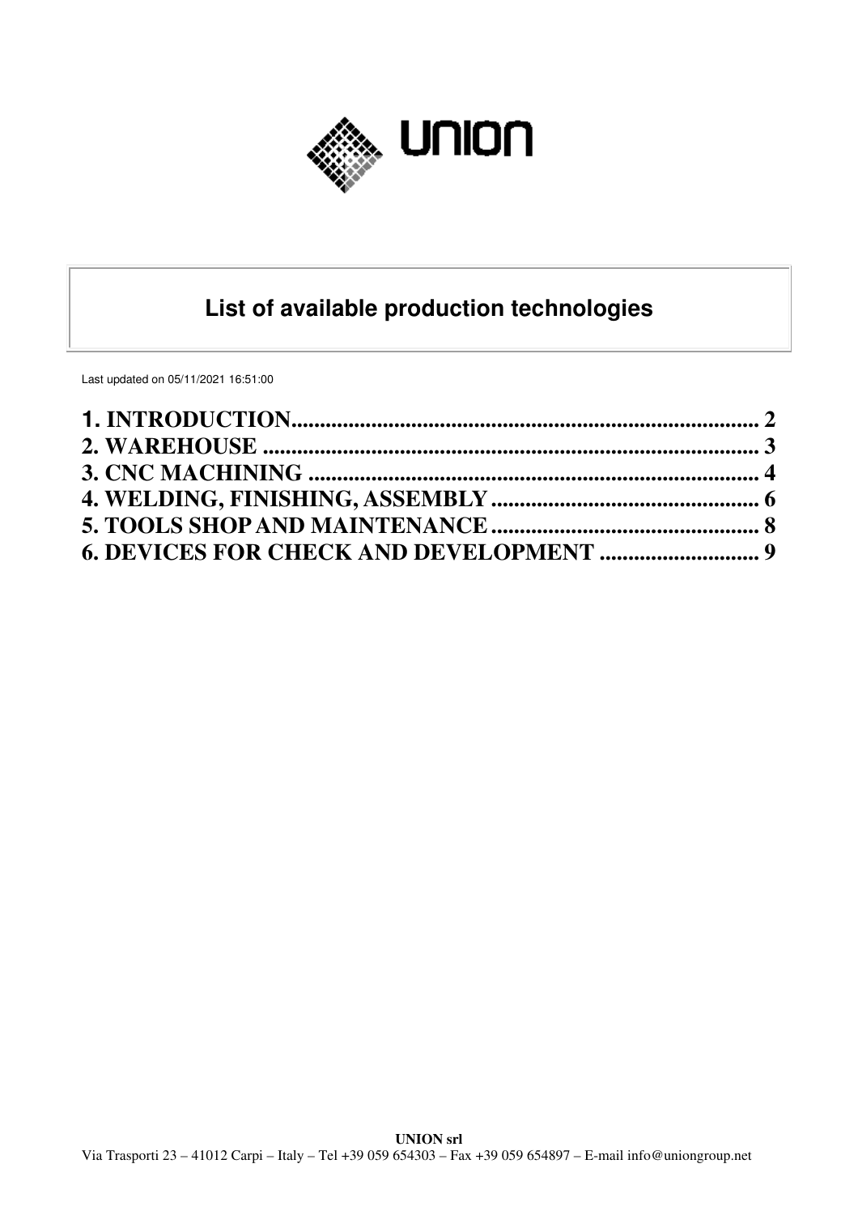UNION

# List of available production technologies

Last updated on 05/11/2021 16:51:00

**1. INTRODUCTION................................................................................ 2**
**2. WAREHOUSE ...................................................................................... 3**
**3. CNC MACHINING ............................................................................. 4**
**4. WELDING, FINISHING, ASSEMBLY............................................... 6**
**5. TOOLS SHOP AND MAINTENANCE............................................... 8**
**6. DEVICES FOR CHECK AND DEVELOPMENT ............................ 9**

**UNION srl**
Via Trasporti 23 – 41012 Carpi – Italy – Tel +39 059 654303 – Fax +39 059 654897 – E-mail info@uniongroup.net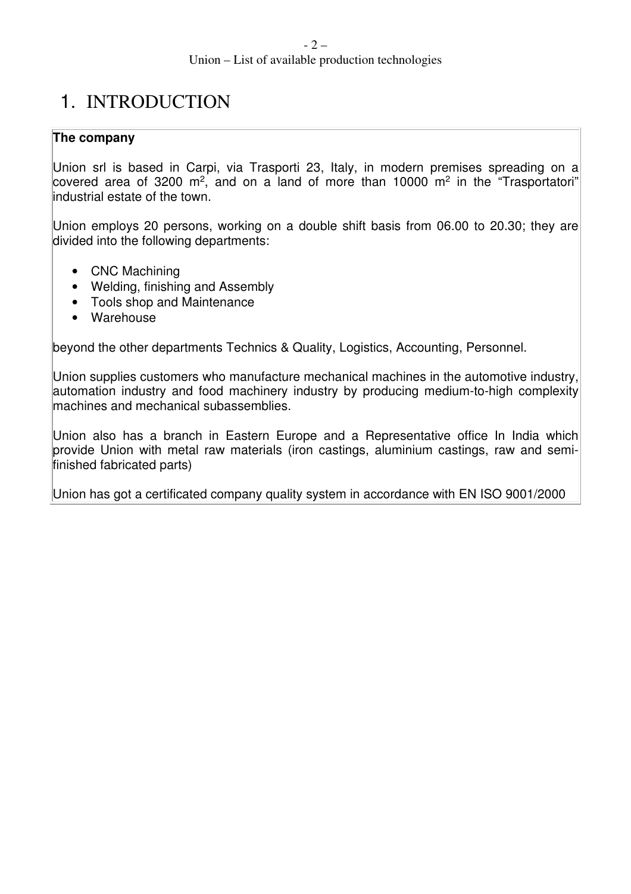# 1. INTRODUCTION

**The company**

Union srl is based in Carpi, via Trasporti 23, Italy, in modern premises spreading on a covered area of 3200 $m^2$, and on a land of more than 10000 $m^2$ in the "Trasportatori" industrial estate of the town.

Union employs 20 persons, working on a double shift basis from 06.00 to 20.30; they are divided into the following departments:

- CNC Machining
- Welding, finishing and Assembly
- Tools shop and Maintenance
- Warehouse

beyond the other departments Technics & Quality, Logistics, Accounting, Personnel.

Union supplies customers who manufacture mechanical machines in the automotive industry, automation industry and food machinery industry by producing medium-to-high complexity machines and mechanical subassemblies.

Union also has a branch in Eastern Europe and a Representative office In India which provide Union with metal raw materials (iron castings, aluminium castings, raw and semi-finished fabricated parts)

Union has got a certificated company quality system in accordance with EN ISO 9001/2000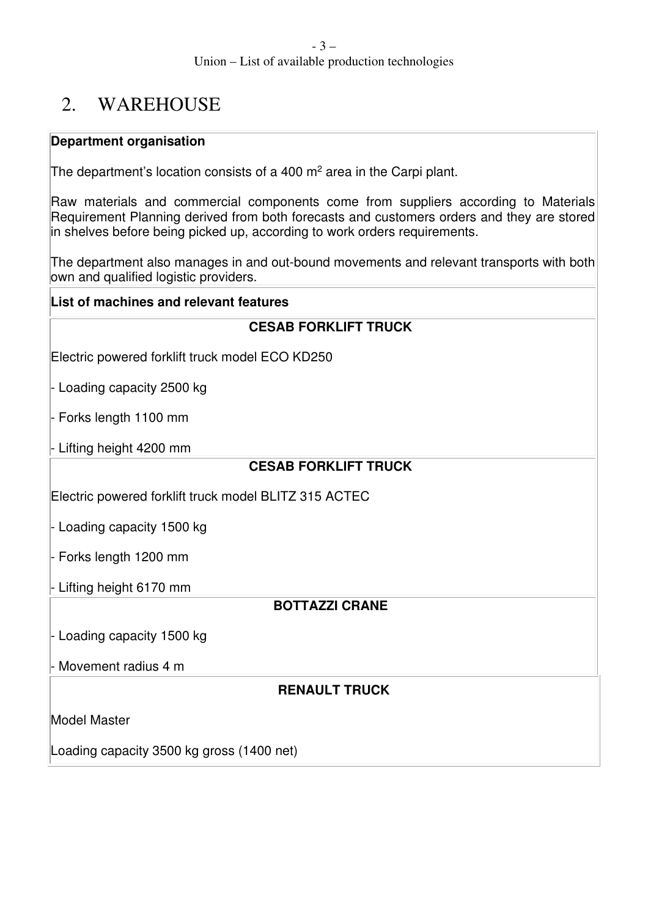# 2. WAREHOUSE

**Department organisation**

The department's location consists of a 400 m$^2$ area in the Carpi plant.

Raw materials and commercial components come from suppliers according to Materials Requirement Planning derived from both forecasts and customers orders and they are stored in shelves before being picked up, according to work orders requirements.

The department also manages in and out-bound movements and relevant transports with both own and qualified logistic providers.

**List of machines and relevant features**

**CESAB FORKLIFT TRUCK**

Electric powered forklift truck model ECO KD250

- Loading capacity 2500 kg
- Forks length 1100 mm
- Lifting height 4200 mm

**CESAB FORKLIFT TRUCK**

Electric powered forklift truck model BLITZ 315 ACTEC

- Loading capacity 1500 kg
- Forks length 1200 mm
- Lifting height 6170 mm

**BOTTAZZI CRANE**

- Loading capacity 1500 kg
- Movement radius 4 m

**RENAULT TRUCK**

Model Master

Loading capacity 3500 kg gross (1400 net)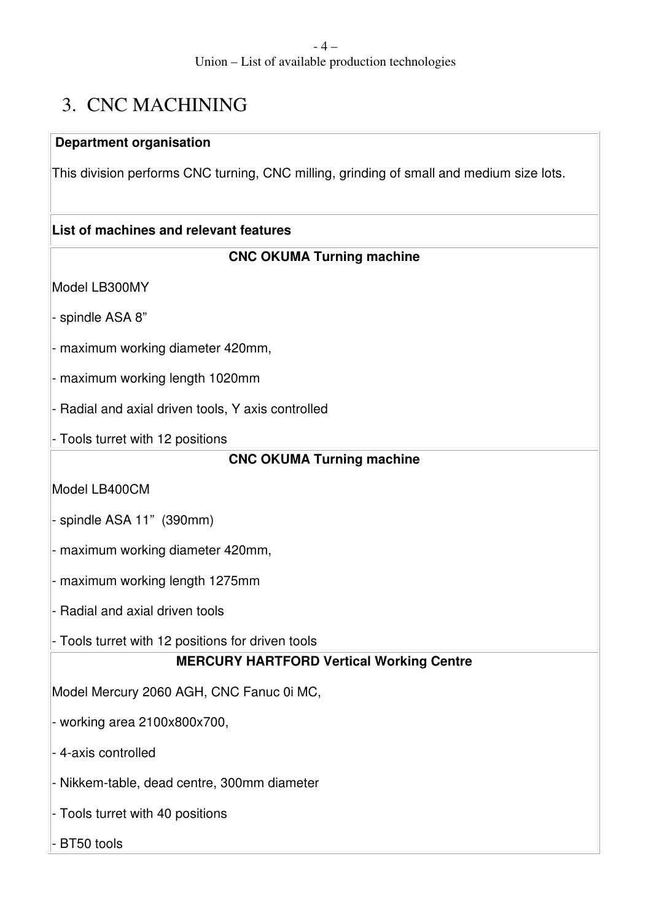# 3. CNC MACHINING

**Department organisation**

This division performs CNC turning, CNC milling, grinding of small and medium size lots.

**List of machines and relevant features**

**CNC OKUMA Turning machine**

Model LB300MY

- spindle ASA 8"
- maximum working diameter 420mm,
- maximum working length 1020mm
- Radial and axial driven tools, Y axis controlled
- Tools turret with 12 positions

**CNC OKUMA Turning machine**

Model LB400CM

- spindle ASA 11" (390mm)
- maximum working diameter 420mm,
- maximum working length 1275mm
- Radial and axial driven tools
- Tools turret with 12 positions for driven tools

**MERCURY HARTFORD Vertical Working Centre**

Model Mercury 2060 AGH, CNC Fanuc 0i MC,

- working area 2100x800x700,
- 4-axis controlled
- Nikkem-table, dead centre, 300mm diameter
- Tools turret with 40 positions
- BT50 tools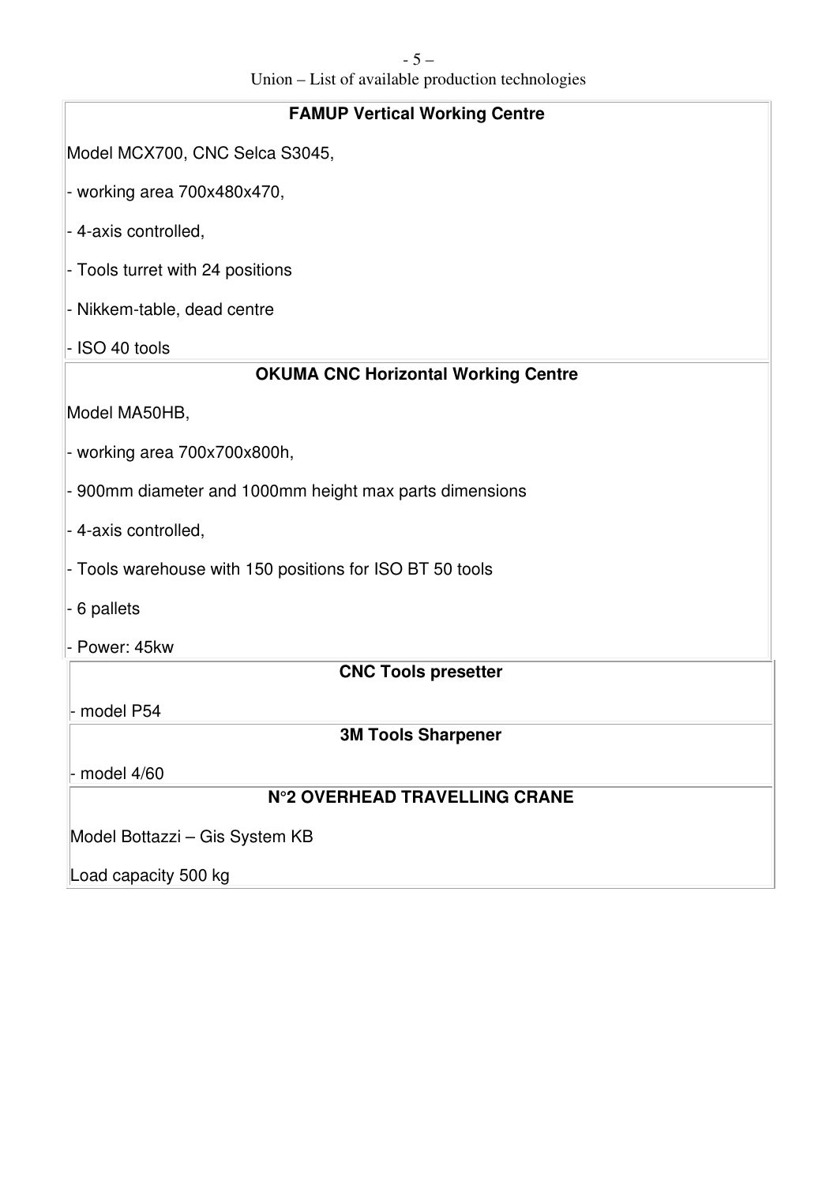### FAMUP Vertical Working Centre

Model MCX700, CNC Selca S3045,

- working area 700x480x470,
- 4-axis controlled,
- Tools turret with 24 positions
- Nikkem-table, dead centre
- ISO 40 tools

### OKUMA CNC Horizontal Working Centre

Model MA50HB,

- working area 700x700x800h,
- 900mm diameter and 1000mm height max parts dimensions
- 4-axis controlled,
- Tools warehouse with 150 positions for ISO BT 50 tools
- 6 pallets
- Power: 45kw

### CNC Tools presetter

- model P54

### 3M Tools Sharpener

- model 4/60

### N°2 OVERHEAD TRAVELLING CRANE

Model Bottazzi – Gis System KB

Load capacity 500 kg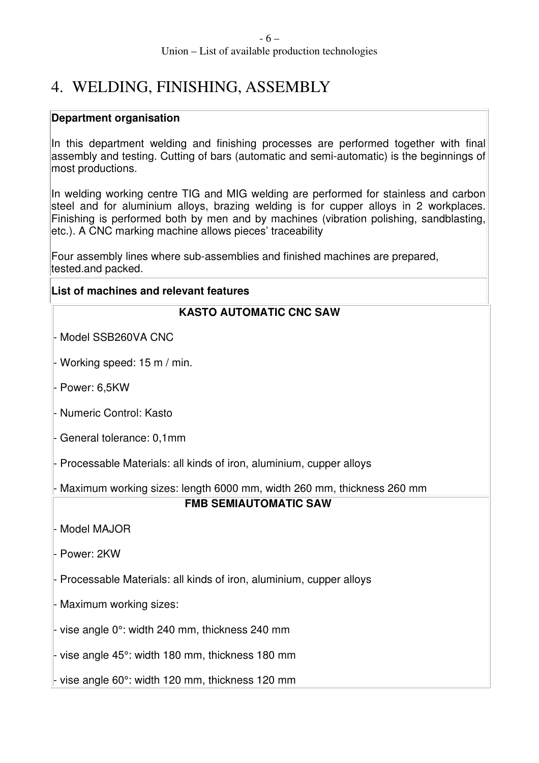# 4. WELDING, FINISHING, ASSEMBLY

**Department organisation**

In this department welding and finishing processes are performed together with final assembly and testing. Cutting of bars (automatic and semi-automatic) is the beginnings of most productions.

In welding working centre TIG and MIG welding are performed for stainless and carbon steel and for aluminium alloys, brazing welding is for cupper alloys in 2 workplaces. Finishing is performed both by men and by machines (vibration polishing, sandblasting, etc.). A CNC marking machine allows pieces' traceability

Four assembly lines where sub-assemblies and finished machines are prepared, tested.and packed.

**List of machines and relevant features**

**KASTO AUTOMATIC CNC SAW**

- Model SSB260VA CNC
- Working speed: 15 m / min.
- Power: 6,5KW
- Numeric Control: Kasto
- General tolerance: 0,1mm
- Processable Materials: all kinds of iron, aluminium, cupper alloys
- Maximum working sizes: length 6000 mm, width 260 mm, thickness 260 mm

**FMB SEMIAUTOMATIC SAW**

- Model MAJOR
- Power: 2KW
- Processable Materials: all kinds of iron, aluminium, cupper alloys
- Maximum working sizes:
- vise angle 0°: width 240 mm, thickness 240 mm
- vise angle 45°: width 180 mm, thickness 180 mm
- vise angle 60°: width 120 mm, thickness 120 mm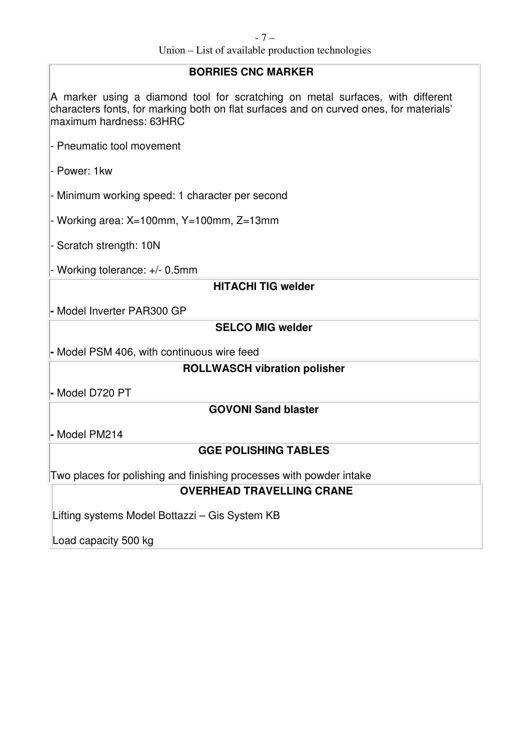### BORRIES CNC MARKER

A marker using a diamond tool for scratching on metal surfaces, with different characters fonts, for marking both on flat surfaces and on curved ones, for materials' maximum hardness: 63HRC

- Pneumatic tool movement
- Power: 1kw
- Minimum working speed: 1 character per second
- Working area: X=100mm, Y=100mm, Z=13mm
- Scratch strength: 10N
- Working tolerance: +/- 0.5mm

### HITACHI TIG welder

- Model Inverter PAR300 GP

### SELCO MIG welder

- Model PSM 406, with continuous wire feed

### ROLLWASCH vibration polisher

- Model D720 PT

### GOVONI Sand blaster

- Model PM214

### GGE POLISHING TABLES

Two places for polishing and finishing processes with powder intake

### OVERHEAD TRAVELLING CRANE

Lifting systems Model Bottazzi – Gis System KB

Load capacity 500 kg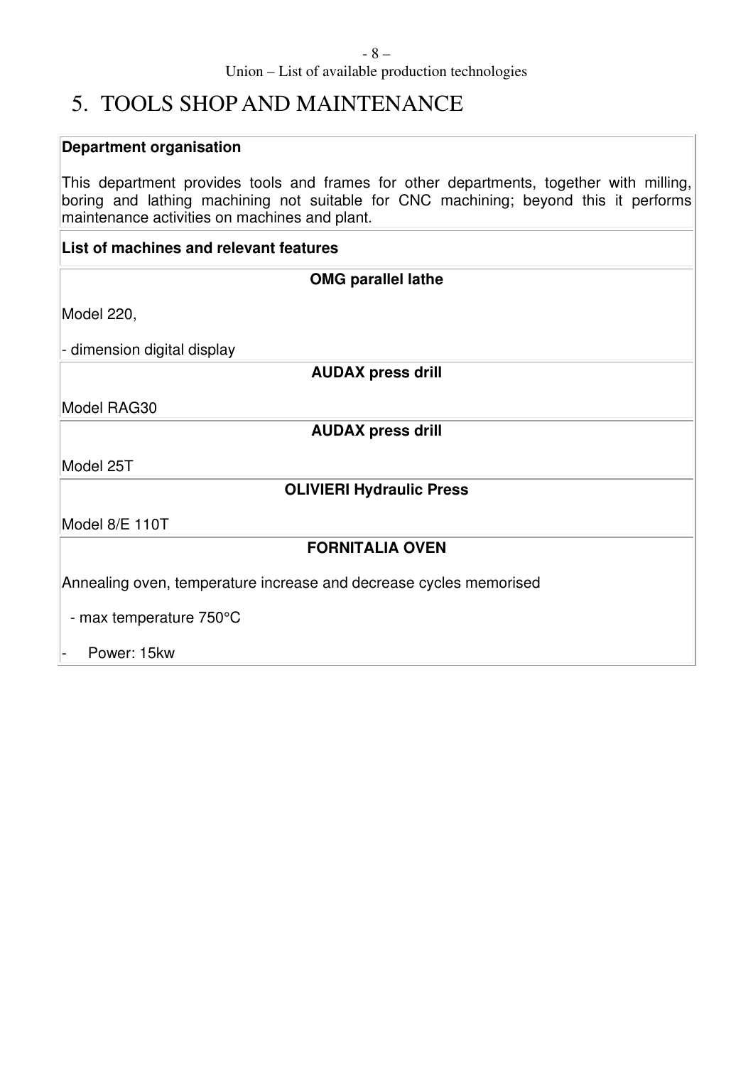# 5. TOOLS SHOP AND MAINTENANCE

**Department organisation**

This department provides tools and frames for other departments, together with milling, boring and lathing machining not suitable for CNC machining; beyond this it performs maintenance activities on machines and plant.

**List of machines and relevant features**

**OMG parallel lathe**

Model 220,

- dimension digital display

**AUDAX press drill**

Model RAG30

**AUDAX press drill**

Model 25T

**OLIVIERI Hydraulic Press**

Model 8/E 110T

**FORNITALIA OVEN**

Annealing oven, temperature increase and decrease cycles memorised

- max temperature 750°C
- Power: 15kw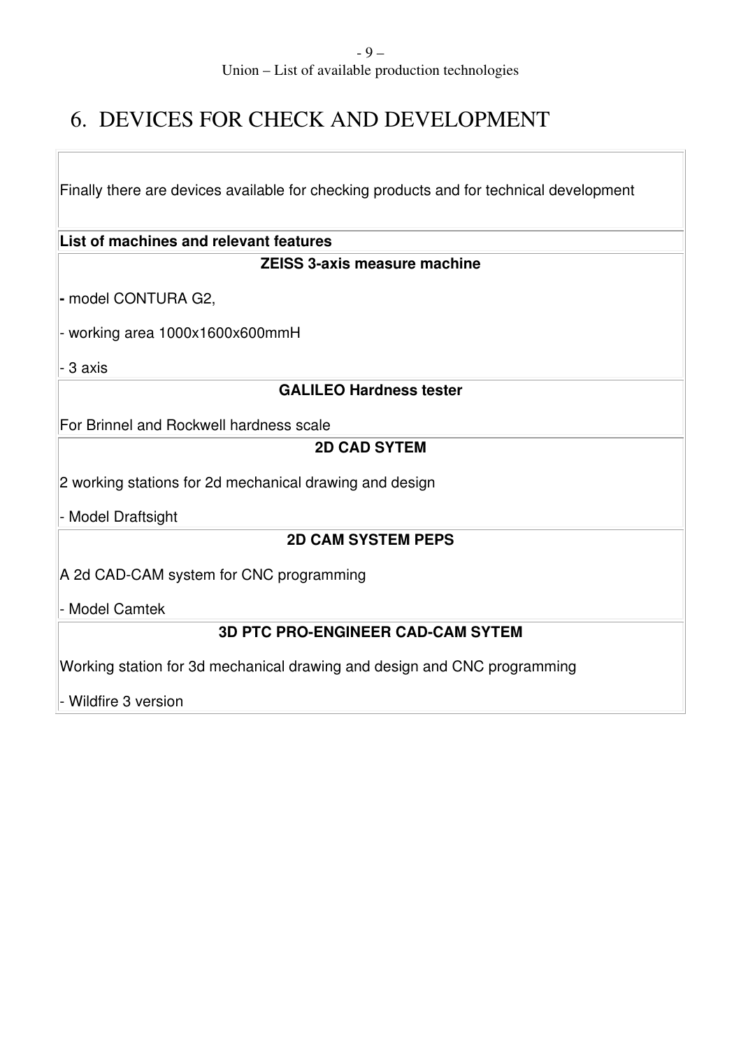# 6. DEVICES FOR CHECK AND DEVELOPMENT

Finally there are devices available for checking products and for technical development

**List of machines and relevant features**

**ZEISS 3-axis measure machine**

- model CONTURA G2,
- working area 1000x1600x600mmH
- 3 axis

**GALILEO Hardness tester**

For Brinnel and Rockwell hardness scale

**2D CAD SYTEM**

2 working stations for 2d mechanical drawing and design

- Model Draftsight

**2D CAM SYSTEM PEPS**

A 2d CAD-CAM system for CNC programming

- Model Camtek

**3D PTC PRO-ENGINEER CAD-CAM SYTEM**

Working station for 3d mechanical drawing and design and CNC programming

- Wildfire 3 version